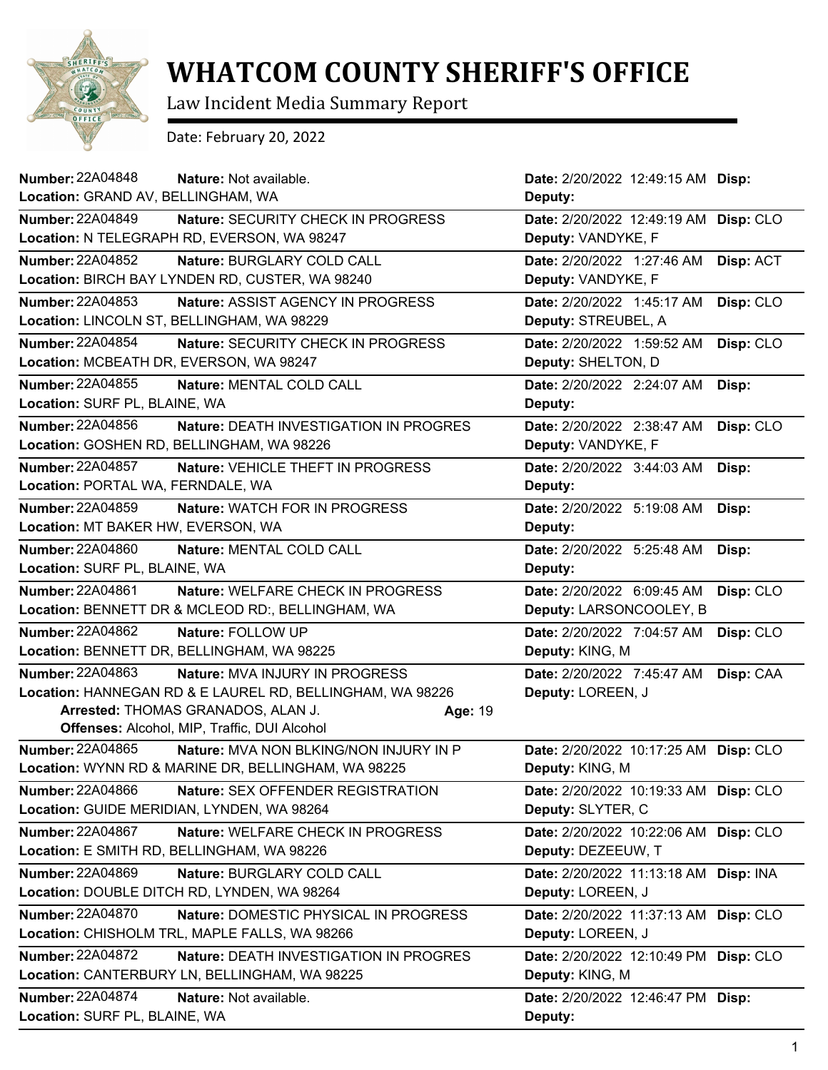# WHATCOM COUNTY SHERIFF'S OFFICE

Law Incident Media Summary Report

Date: February 20, 2022

**Number:** 22A04848 **Nature:** Not available. **Date:** 2/20/2022 12:49:15 AM **Disp:**
**Location:** GRAND AV, BELLINGHAM, WA **Deputy:**

---

**Number:** 22A04849 **Nature:** SECURITY CHECK IN PROGRESS **Date:** 2/20/2022 12:49:19 AM **Disp:** CLO
**Location:** N TELEGRAPH RD, EVERSON, WA 98247 **Deputy:** VANDYKE, F

---

**Number:** 22A04852 **Nature:** BURGLARY COLD CALL **Date:** 2/20/2022 1:27:46 AM **Disp:** ACT
**Location:** BIRCH BAY LYNDEN RD, CUSTER, WA 98240 **Deputy:** VANDYKE, F

---

**Number:** 22A04853 **Nature:** ASSIST AGENCY IN PROGRESS **Date:** 2/20/2022 1:45:17 AM **Disp:** CLO
**Location:** LINCOLN ST, BELLINGHAM, WA 98229 **Deputy:** STREUBEL, A

---

**Number:** 22A04854 **Nature:** SECURITY CHECK IN PROGRESS **Date:** 2/20/2022 1:59:52 AM **Disp:** CLO
**Location:** MCBEATH DR, EVERSON, WA 98247 **Deputy:** SHELTON, D

---

**Number:** 22A04855 **Nature:** MENTAL COLD CALL **Date:** 2/20/2022 2:24:07 AM **Disp:**
**Location:** SURF PL, BLAINE, WA **Deputy:**

---

**Number:** 22A04856 **Nature:** DEATH INVESTIGATION IN PROGRES **Date:** 2/20/2022 2:38:47 AM **Disp:** CLO
**Location:** GOSHEN RD, BELLINGHAM, WA 98226 **Deputy:** VANDYKE, F

---

**Number:** 22A04857 **Nature:** VEHICLE THEFT IN PROGRESS **Date:** 2/20/2022 3:44:03 AM **Disp:**
**Location:** PORTAL WA, FERNDALE, WA **Deputy:**

---

**Number:** 22A04859 **Nature:** WATCH FOR IN PROGRESS **Date:** 2/20/2022 5:19:08 AM **Disp:**
**Location:** MT BAKER HW, EVERSON, WA **Deputy:**

---

**Number:** 22A04860 **Nature:** MENTAL COLD CALL **Date:** 2/20/2022 5:25:48 AM **Disp:**
**Location:** SURF PL, BLAINE, WA **Deputy:**

---

**Number:** 22A04861 **Nature:** WELFARE CHECK IN PROGRESS **Date:** 2/20/2022 6:09:45 AM **Disp:** CLO
**Location:** BENNETT DR & MCLEOD RD:, BELLINGHAM, WA **Deputy:** LARSONCOOLEY, B

---

**Number:** 22A04862 **Nature:** FOLLOW UP **Date:** 2/20/2022 7:04:57 AM **Disp:** CLO
**Location:** BENNETT DR, BELLINGHAM, WA 98225 **Deputy:** KING, M

---

**Number:** 22A04863 **Nature:** MVA INJURY IN PROGRESS **Date:** 2/20/2022 7:45:47 AM **Disp:** CAA
**Location:** HANNEGAN RD & E LAUREL RD, BELLINGHAM, WA 98226 **Deputy:** LOREEN, J
**Arrested:** THOMAS GRANADOS, ALAN J. **Age:** 19
**Offenses:** Alcohol, MIP, Traffic, DUI Alcohol

---

**Number:** 22A04865 **Nature:** MVA NON BLKING/NON INJURY IN P **Date:** 2/20/2022 10:17:25 AM **Disp:** CLO
**Location:** WYNN RD & MARINE DR, BELLINGHAM, WA 98225 **Deputy:** KING, M

---

**Number:** 22A04866 **Nature:** SEX OFFENDER REGISTRATION **Date:** 2/20/2022 10:19:33 AM **Disp:** CLO
**Location:** GUIDE MERIDIAN, LYNDEN, WA 98264 **Deputy:** SLYTER, C

---

**Number:** 22A04867 **Nature:** WELFARE CHECK IN PROGRESS **Date:** 2/20/2022 10:22:06 AM **Disp:** CLO
**Location:** E SMITH RD, BELLINGHAM, WA 98226 **Deputy:** DEZEEUW, T

---

**Number:** 22A04869 **Nature:** BURGLARY COLD CALL **Date:** 2/20/2022 11:13:18 AM **Disp:** INA
**Location:** DOUBLE DITCH RD, LYNDEN, WA 98264 **Deputy:** LOREEN, J

---

**Number:** 22A04870 **Nature:** DOMESTIC PHYSICAL IN PROGRESS **Date:** 2/20/2022 11:37:13 AM **Disp:** CLO
**Location:** CHISHOLM TRL, MAPLE FALLS, WA 98266 **Deputy:** LOREEN, J

---

**Number:** 22A04872 **Nature:** DEATH INVESTIGATION IN PROGRES **Date:** 2/20/2022 12:10:49 PM **Disp:** CLO
**Location:** CANTERBURY LN, BELLINGHAM, WA 98225 **Deputy:** KING, M

---

**Number:** 22A04874 **Nature:** Not available. **Date:** 2/20/2022 12:46:47 PM **Disp:**
**Location:** SURF PL, BLAINE, WA **Deputy:**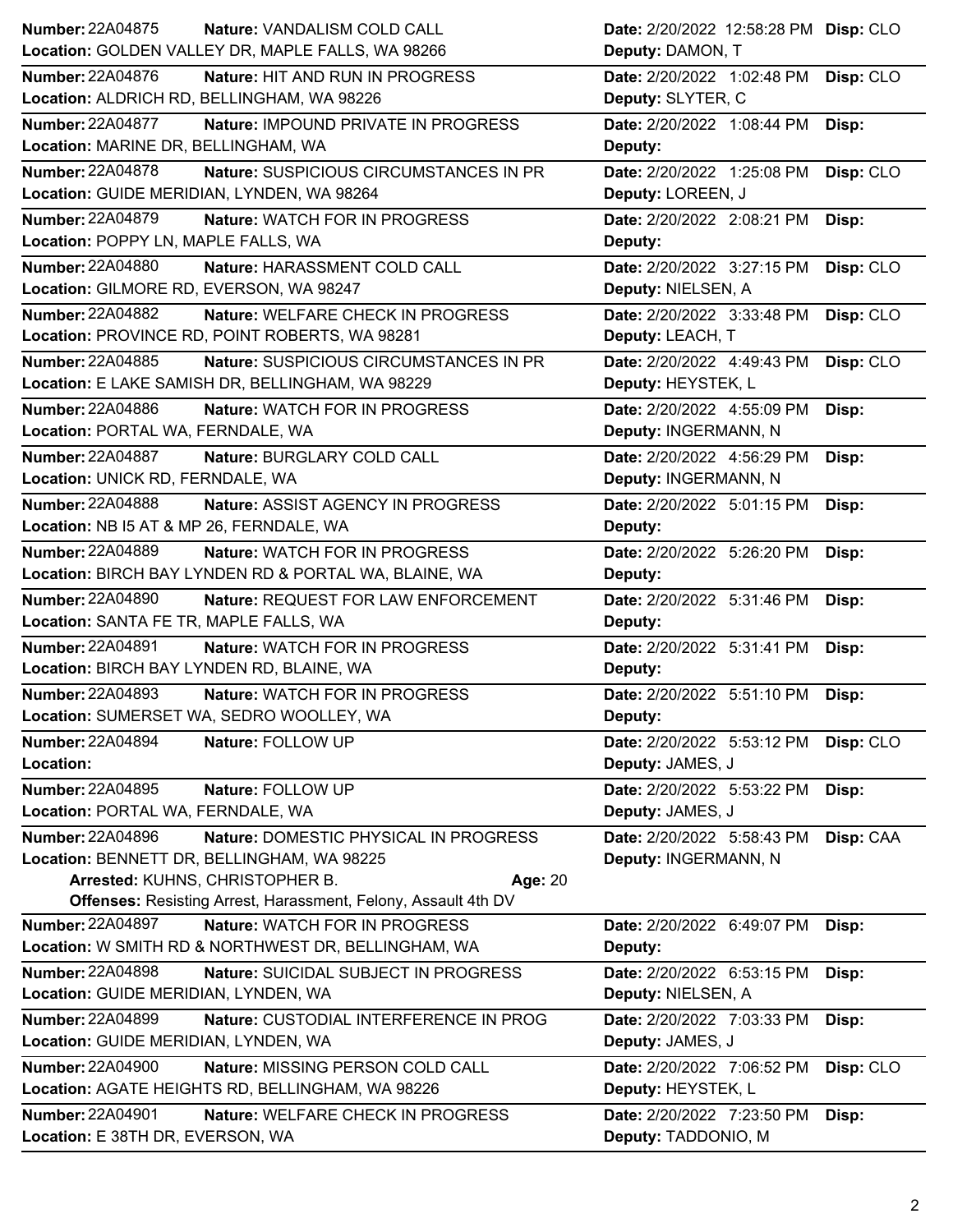**Number:** 22A04875 **Nature:** VANDALISM COLD CALL **Date:** 2/20/2022 12:58:28 PM **Disp:** CLO
**Location:** GOLDEN VALLEY DR, MAPLE FALLS, WA 98266 **Deputy:** DAMON, T

---

**Number:** 22A04876 **Nature:** HIT AND RUN IN PROGRESS **Date:** 2/20/2022 1:02:48 PM **Disp:** CLO
**Location:** ALDRICH RD, BELLINGHAM, WA 98226 **Deputy:** SLYTER, C

---

**Number:** 22A04877 **Nature:** IMPOUND PRIVATE IN PROGRESS **Date:** 2/20/2022 1:08:44 PM **Disp:**
**Location:** MARINE DR, BELLINGHAM, WA **Deputy:**

---

**Number:** 22A04878 **Nature:** SUSPICIOUS CIRCUMSTANCES IN PR **Date:** 2/20/2022 1:25:08 PM **Disp:** CLO
**Location:** GUIDE MERIDIAN, LYNDEN, WA 98264 **Deputy:** LOREEN, J

---

**Number:** 22A04879 **Nature:** WATCH FOR IN PROGRESS **Date:** 2/20/2022 2:08:21 PM **Disp:**
**Location:** POPPY LN, MAPLE FALLS, WA **Deputy:**

---

**Number:** 22A04880 **Nature:** HARASSMENT COLD CALL **Date:** 2/20/2022 3:27:15 PM **Disp:** CLO
**Location:** GILMORE RD, EVERSON, WA 98247 **Deputy:** NIELSEN, A

---

**Number:** 22A04882 **Nature:** WELFARE CHECK IN PROGRESS **Date:** 2/20/2022 3:33:48 PM **Disp:** CLO
**Location:** PROVINCE RD, POINT ROBERTS, WA 98281 **Deputy:** LEACH, T

---

**Number:** 22A04885 **Nature:** SUSPICIOUS CIRCUMSTANCES IN PR **Date:** 2/20/2022 4:49:43 PM **Disp:** CLO
**Location:** E LAKE SAMISH DR, BELLINGHAM, WA 98229 **Deputy:** HEYSTEK, L

---

**Number:** 22A04886 **Nature:** WATCH FOR IN PROGRESS **Date:** 2/20/2022 4:55:09 PM **Disp:**
**Location:** PORTAL WA, FERNDALE, WA **Deputy:** INGERMANN, N

---

**Number:** 22A04887 **Nature:** BURGLARY COLD CALL **Date:** 2/20/2022 4:56:29 PM **Disp:**
**Location:** UNICK RD, FERNDALE, WA **Deputy:** INGERMANN, N

---

**Number:** 22A04888 **Nature:** ASSIST AGENCY IN PROGRESS **Date:** 2/20/2022 5:01:15 PM **Disp:**
**Location:** NB I5 AT & MP 26, FERNDALE, WA **Deputy:**

---

**Number:** 22A04889 **Nature:** WATCH FOR IN PROGRESS **Date:** 2/20/2022 5:26:20 PM **Disp:**
**Location:** BIRCH BAY LYNDEN RD & PORTAL WA, BLAINE, WA **Deputy:**

---

**Number:** 22A04890 **Nature:** REQUEST FOR LAW ENFORCEMENT **Date:** 2/20/2022 5:31:46 PM **Disp:**
**Location:** SANTA FE TR, MAPLE FALLS, WA **Deputy:**

---

**Number:** 22A04891 **Nature:** WATCH FOR IN PROGRESS **Date:** 2/20/2022 5:31:41 PM **Disp:**
**Location:** BIRCH BAY LYNDEN RD, BLAINE, WA **Deputy:**

---

**Number:** 22A04893 **Nature:** WATCH FOR IN PROGRESS **Date:** 2/20/2022 5:51:10 PM **Disp:**
**Location:** SUMERSET WA, SEDRO WOOLLEY, WA **Deputy:**

---

**Number:** 22A04894 **Nature:** FOLLOW UP **Date:** 2/20/2022 5:53:12 PM **Disp:** CLO
**Location:** **Deputy:** JAMES, J

---

**Number:** 22A04895 **Nature:** FOLLOW UP **Date:** 2/20/2022 5:53:22 PM **Disp:**
**Location:** PORTAL WA, FERNDALE, WA **Deputy:** JAMES, J

---

**Number:** 22A04896 **Nature:** DOMESTIC PHYSICAL IN PROGRESS **Date:** 2/20/2022 5:58:43 PM **Disp:** CAA
**Location:** BENNETT DR, BELLINGHAM, WA 98225 **Deputy:** INGERMANN, N
**Arrested:** KUHNS, CHRISTOPHER B. **Age:** 20
**Offenses:** Resisting Arrest, Harassment, Felony, Assault 4th DV

---

**Number:** 22A04897 **Nature:** WATCH FOR IN PROGRESS **Date:** 2/20/2022 6:49:07 PM **Disp:**
**Location:** W SMITH RD & NORTHWEST DR, BELLINGHAM, WA **Deputy:**

---

**Number:** 22A04898 **Nature:** SUICIDAL SUBJECT IN PROGRESS **Date:** 2/20/2022 6:53:15 PM **Disp:**
**Location:** GUIDE MERIDIAN, LYNDEN, WA **Deputy:** NIELSEN, A

---

**Number:** 22A04899 **Nature:** CUSTODIAL INTERFERENCE IN PROG **Date:** 2/20/2022 7:03:33 PM **Disp:**
**Location:** GUIDE MERIDIAN, LYNDEN, WA **Deputy:** JAMES, J

---

**Number:** 22A04900 **Nature:** MISSING PERSON COLD CALL **Date:** 2/20/2022 7:06:52 PM **Disp:** CLO
**Location:** AGATE HEIGHTS RD, BELLINGHAM, WA 98226 **Deputy:** HEYSTEK, L

---

**Number:** 22A04901 **Nature:** WELFARE CHECK IN PROGRESS **Date:** 2/20/2022 7:23:50 PM **Disp:**
**Location:** E 38TH DR, EVERSON, WA **Deputy:** TADDONIO, M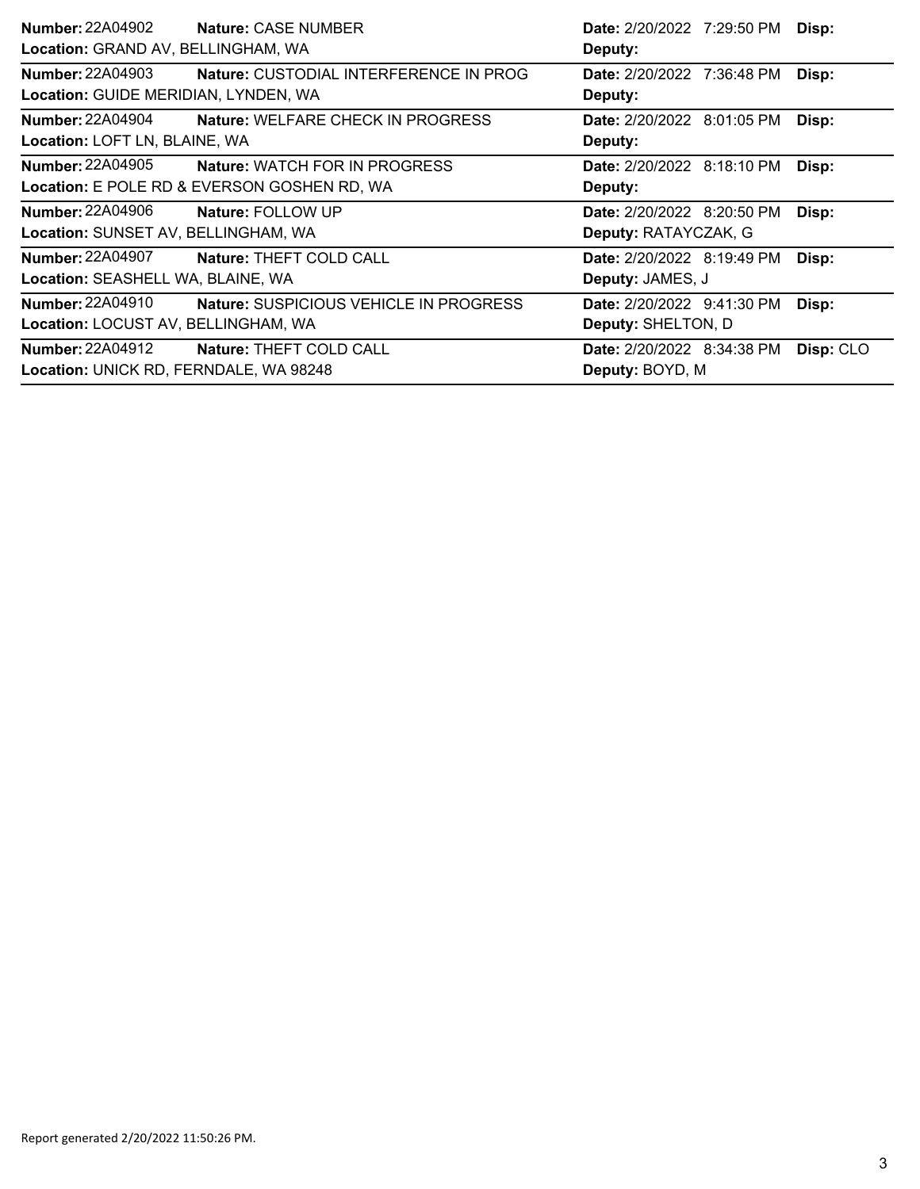**Number:** 22A04902 **Nature:** CASE NUMBER **Date:** 2/20/2022 7:29:50 PM **Disp:**
**Location:** GRAND AV, BELLINGHAM, WA **Deputy:**

---

**Number:** 22A04903 **Nature:** CUSTODIAL INTERFERENCE IN PROG **Date:** 2/20/2022 7:36:48 PM **Disp:**
**Location:** GUIDE MERIDIAN, LYNDEN, WA **Deputy:**

---

**Number:** 22A04904 **Nature:** WELFARE CHECK IN PROGRESS **Date:** 2/20/2022 8:01:05 PM **Disp:**
**Location:** LOFT LN, BLAINE, WA **Deputy:**

---

**Number:** 22A04905 **Nature:** WATCH FOR IN PROGRESS **Date:** 2/20/2022 8:18:10 PM **Disp:**
**Location:** E POLE RD & EVERSON GOSHEN RD, WA **Deputy:**

---

**Number:** 22A04906 **Nature:** FOLLOW UP **Date:** 2/20/2022 8:20:50 PM **Disp:**
**Location:** SUNSET AV, BELLINGHAM, WA **Deputy:** RATAYCZAK, G

---

**Number:** 22A04907 **Nature:** THEFT COLD CALL **Date:** 2/20/2022 8:19:49 PM **Disp:**
**Location:** SEASHELL WA, BLAINE, WA **Deputy:** JAMES, J

---

**Number:** 22A04910 **Nature:** SUSPICIOUS VEHICLE IN PROGRESS **Date:** 2/20/2022 9:41:30 PM **Disp:**
**Location:** LOCUST AV, BELLINGHAM, WA **Deputy:** SHELTON, D

---

**Number:** 22A04912 **Nature:** THEFT COLD CALL **Date:** 2/20/2022 8:34:38 PM **Disp:** CLO
**Location:** UNICK RD, FERNDALE, WA 98248 **Deputy:** BOYD, M

---

Report generated 2/20/2022 11:50:26 PM.